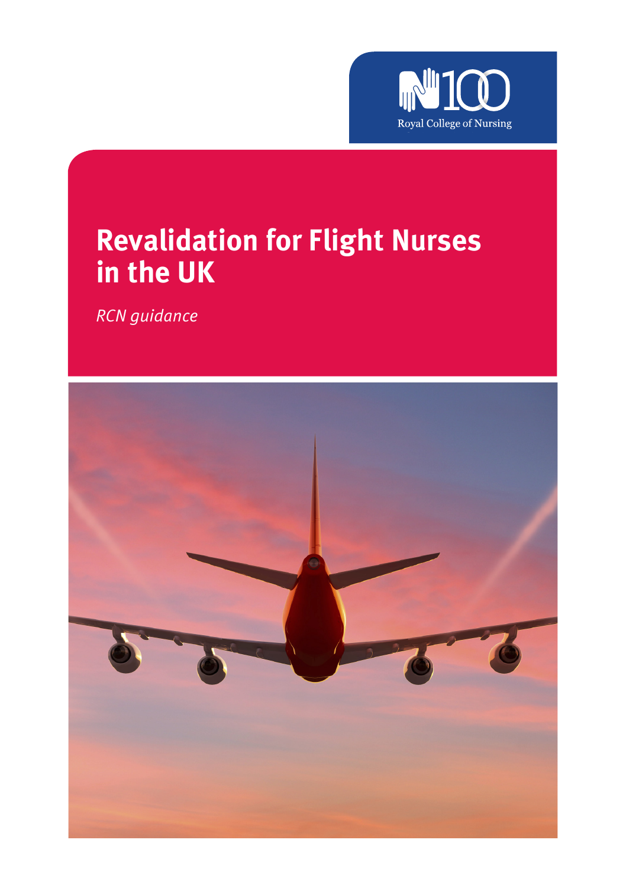Royal College of Nursing

# Revalidation for Flight Nurses in the UK

*RCN guidance*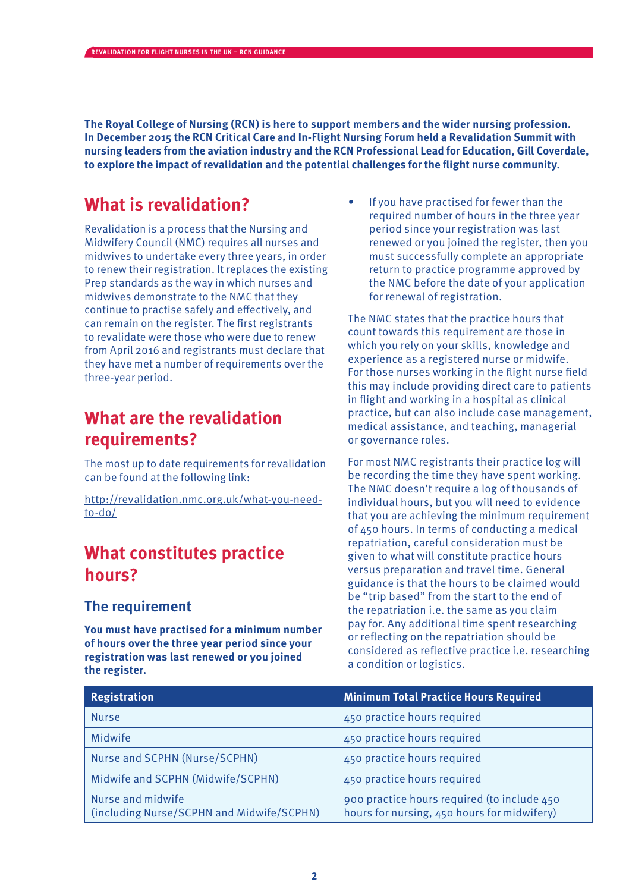**The Royal College of Nursing (RCN) is here to support members and the wider nursing profession. In December 2015 the RCN Critical Care and In-Flight Nursing Forum held a Revalidation Summit with nursing leaders from the aviation industry and the RCN Professional Lead for Education, Gill Coverdale, to explore the impact of revalidation and the potential challenges for the flight nurse community.**

## What is revalidation?

Revalidation is a process that the Nursing and Midwifery Council (NMC) requires all nurses and midwives to undertake every three years, in order to renew their registration. It replaces the existing Prep standards as the way in which nurses and midwives demonstrate to the NMC that they continue to practise safely and effectively, and can remain on the register. The first registrants to revalidate were those who were due to renew from April 2016 and registrants must declare that they have met a number of requirements over the three-year period.

## What are the revalidation requirements?

The most up to date requirements for revalidation can be found at the following link:

http://revalidation.nmc.org.uk/what-you-need-to-do/

## What constitutes practice hours?

### The requirement

**You must have practised for a minimum number of hours over the three year period since your registration was last renewed or you joined the register.**

- If you have practised for fewer than the required number of hours in the three year period since your registration was last renewed or you joined the register, then you must successfully complete an appropriate return to practice programme approved by the NMC before the date of your application for renewal of registration.

The NMC states that the practice hours that count towards this requirement are those in which you rely on your skills, knowledge and experience as a registered nurse or midwife. For those nurses working in the flight nurse field this may include providing direct care to patients in flight and working in a hospital as clinical practice, but can also include case management, medical assistance, and teaching, managerial or governance roles.

For most NMC registrants their practice log will be recording the time they have spent working. The NMC doesn't require a log of thousands of individual hours, but you will need to evidence that you are achieving the minimum requirement of 450 hours. In terms of conducting a medical repatriation, careful consideration must be given to what will constitute practice hours versus preparation and travel time. General guidance is that the hours to be claimed would be "trip based" from the start to the end of the repatriation i.e. the same as you claim pay for. Any additional time spent researching or reflecting on the repatriation should be considered as reflective practice i.e. researching a condition or logistics.

| Registration | Minimum Total Practice Hours Required |
|---|---|
| Nurse | 450 practice hours required |
| Midwife | 450 practice hours required |
| Nurse and SCPHN (Nurse/SCPHN) | 450 practice hours required |
| Midwife and SCPHN (Midwife/SCPHN) | 450 practice hours required |
| Nurse and midwife (including Nurse/SCPHN and Midwife/SCPHN) | 900 practice hours required (to include 450 hours for nursing, 450 hours for midwifery) |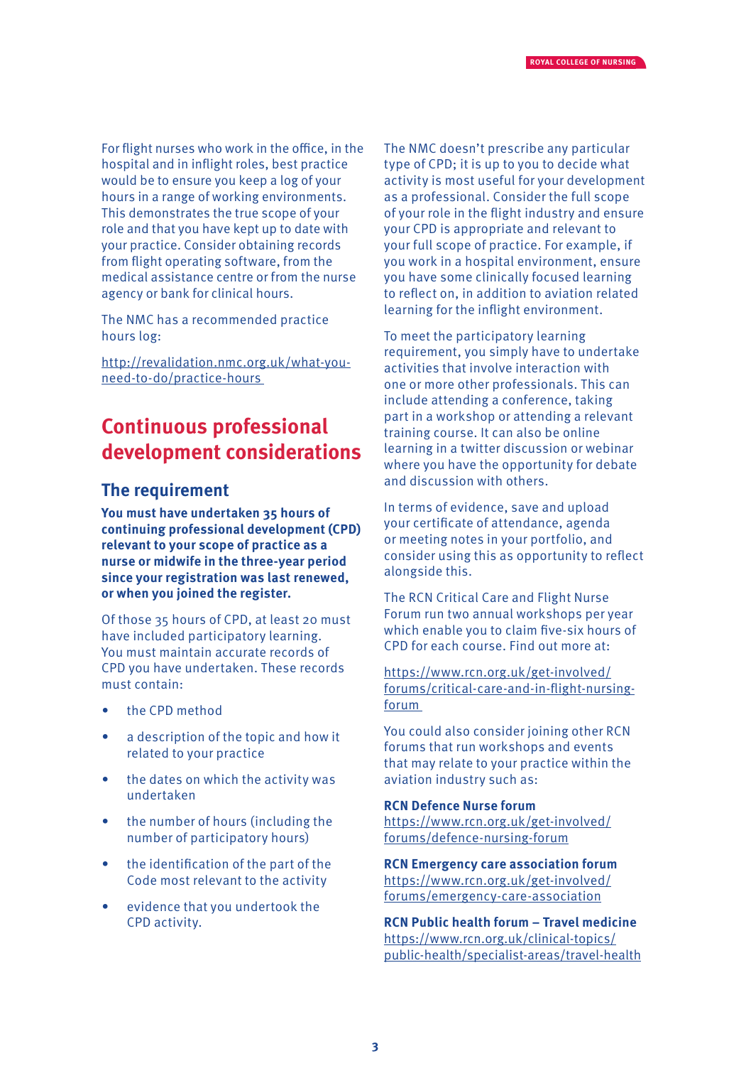For flight nurses who work in the office, in the hospital and in inflight roles, best practice would be to ensure you keep a log of your hours in a range of working environments. This demonstrates the true scope of your role and that you have kept up to date with your practice. Consider obtaining records from flight operating software, from the medical assistance centre or from the nurse agency or bank for clinical hours.

The NMC has a recommended practice hours log:

http://revalidation.nmc.org.uk/what-you-need-to-do/practice-hours

## Continuous professional development considerations

### The requirement

**You must have undertaken 35 hours of continuing professional development (CPD) relevant to your scope of practice as a nurse or midwife in the three-year period since your registration was last renewed, or when you joined the register.**

Of those 35 hours of CPD, at least 20 must have included participatory learning. You must maintain accurate records of CPD you have undertaken. These records must contain:

- the CPD method
- a description of the topic and how it related to your practice
- the dates on which the activity was undertaken
- the number of hours (including the number of participatory hours)
- the identification of the part of the Code most relevant to the activity
- evidence that you undertook the CPD activity.

The NMC doesn't prescribe any particular type of CPD; it is up to you to decide what activity is most useful for your development as a professional. Consider the full scope of your role in the flight industry and ensure your CPD is appropriate and relevant to your full scope of practice. For example, if you work in a hospital environment, ensure you have some clinically focused learning to reflect on, in addition to aviation related learning for the inflight environment.

To meet the participatory learning requirement, you simply have to undertake activities that involve interaction with one or more other professionals. This can include attending a conference, taking part in a workshop or attending a relevant training course. It can also be online learning in a twitter discussion or webinar where you have the opportunity for debate and discussion with others.

In terms of evidence, save and upload your certificate of attendance, agenda or meeting notes in your portfolio, and consider using this as opportunity to reflect alongside this.

The RCN Critical Care and Flight Nurse Forum run two annual workshops per year which enable you to claim five-six hours of CPD for each course. Find out more at:

https://www.rcn.org.uk/get-involved/forums/critical-care-and-in-flight-nursing-forum

You could also consider joining other RCN forums that run workshops and events that may relate to your practice within the aviation industry such as:

**RCN Defence Nurse forum**
https://www.rcn.org.uk/get-involved/forums/defence-nursing-forum

**RCN Emergency care association forum**
https://www.rcn.org.uk/get-involved/forums/emergency-care-association

**RCN Public health forum – Travel medicine**
https://www.rcn.org.uk/clinical-topics/public-health/specialist-areas/travel-health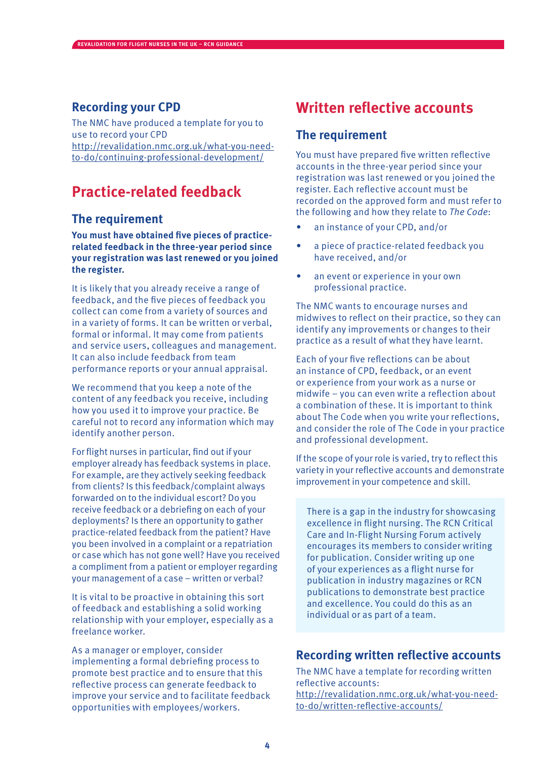### Recording your CPD

The NMC have produced a template for you to use to record your CPD http://revalidation.nmc.org.uk/what-you-need-to-do/continuing-professional-development/

## Practice-related feedback

### The requirement

**You must have obtained five pieces of practice-related feedback in the three-year period since your registration was last renewed or you joined the register.**

It is likely that you already receive a range of feedback, and the five pieces of feedback you collect can come from a variety of sources and in a variety of forms. It can be written or verbal, formal or informal. It may come from patients and service users, colleagues and management. It can also include feedback from team performance reports or your annual appraisal.

We recommend that you keep a note of the content of any feedback you receive, including how you used it to improve your practice. Be careful not to record any information which may identify another person.

For flight nurses in particular, find out if your employer already has feedback systems in place. For example, are they actively seeking feedback from clients? Is this feedback/complaint always forwarded on to the individual escort? Do you receive feedback or a debriefing on each of your deployments? Is there an opportunity to gather practice-related feedback from the patient? Have you been involved in a complaint or a repatriation or case which has not gone well? Have you received a compliment from a patient or employer regarding your management of a case – written or verbal?

It is vital to be proactive in obtaining this sort of feedback and establishing a solid working relationship with your employer, especially as a freelance worker.

As a manager or employer, consider implementing a formal debriefing process to promote best practice and to ensure that this reflective process can generate feedback to improve your service and to facilitate feedback opportunities with employees/workers.

## Written reflective accounts

### The requirement

You must have prepared five written reflective accounts in the three-year period since your registration was last renewed or you joined the register. Each reflective account must be recorded on the approved form and must refer to the following and how they relate to *The Code*:

- an instance of your CPD, and/or
- a piece of practice-related feedback you have received, and/or
- an event or experience in your own professional practice.

The NMC wants to encourage nurses and midwives to reflect on their practice, so they can identify any improvements or changes to their practice as a result of what they have learnt.

Each of your five reflections can be about an instance of CPD, feedback, or an event or experience from your work as a nurse or midwife – you can even write a reflection about a combination of these. It is important to think about The Code when you write your reflections, and consider the role of The Code in your practice and professional development.

If the scope of your role is varied, try to reflect this variety in your reflective accounts and demonstrate improvement in your competence and skill.

There is a gap in the industry for showcasing excellence in flight nursing. The RCN Critical Care and In-Flight Nursing Forum actively encourages its members to consider writing for publication. Consider writing up one of your experiences as a flight nurse for publication in industry magazines or RCN publications to demonstrate best practice and excellence. You could do this as an individual or as part of a team.

### Recording written reflective accounts

The NMC have a template for recording written reflective accounts: http://revalidation.nmc.org.uk/what-you-need-to-do/written-reflective-accounts/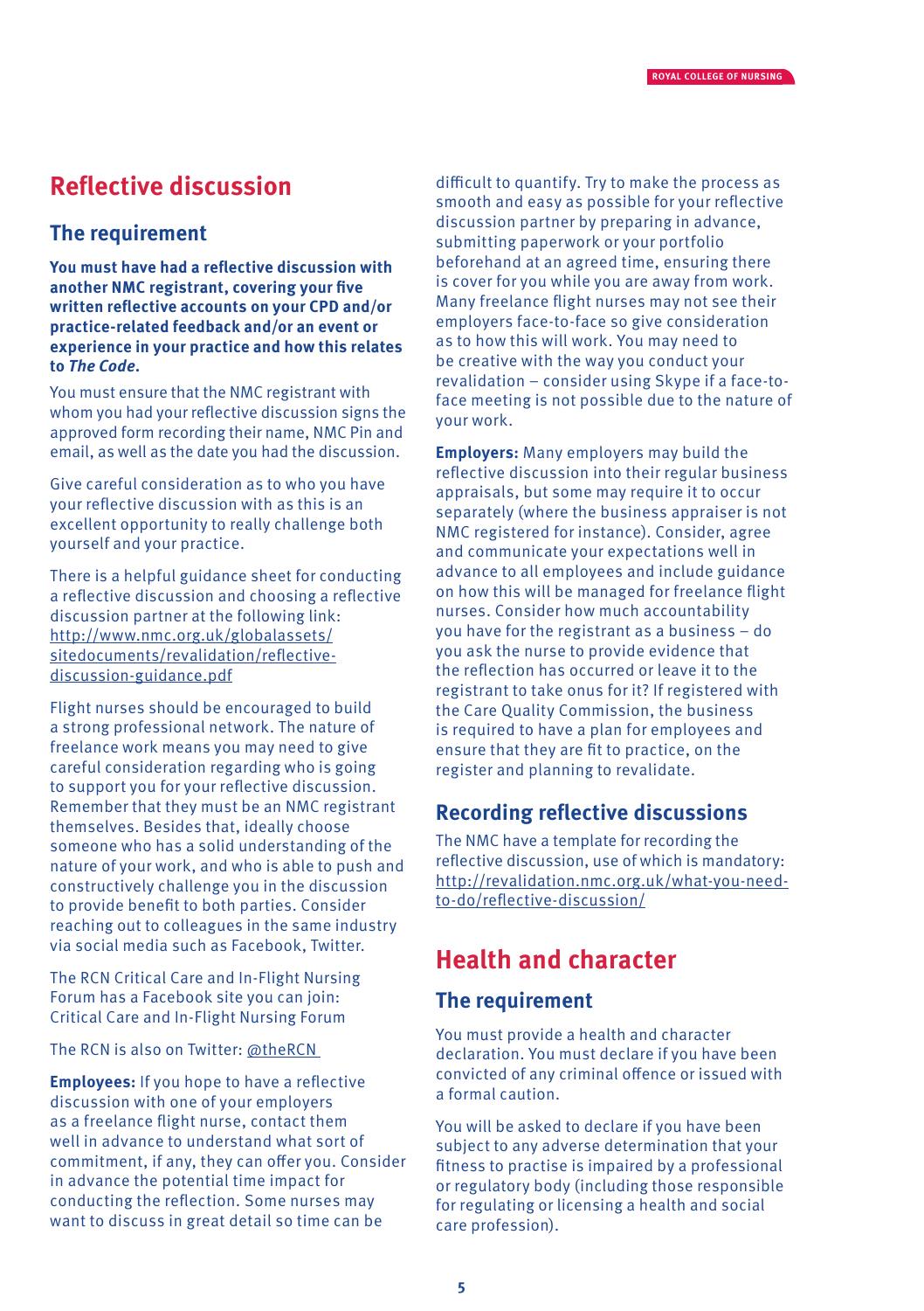# Reflective discussion

## The requirement

**You must have had a reflective discussion with another NMC registrant, covering your five written reflective accounts on your CPD and/or practice-related feedback and/or an event or experience in your practice and how this relates to *The Code*.**

You must ensure that the NMC registrant with whom you had your reflective discussion signs the approved form recording their name, NMC Pin and email, as well as the date you had the discussion.

Give careful consideration as to who you have your reflective discussion with as this is an excellent opportunity to really challenge both yourself and your practice.

There is a helpful guidance sheet for conducting a reflective discussion and choosing a reflective discussion partner at the following link: http://www.nmc.org.uk/globalassets/sitedocuments/revalidation/reflective-discussion-guidance.pdf

Flight nurses should be encouraged to build a strong professional network. The nature of freelance work means you may need to give careful consideration regarding who is going to support you for your reflective discussion. Remember that they must be an NMC registrant themselves. Besides that, ideally choose someone who has a solid understanding of the nature of your work, and who is able to push and constructively challenge you in the discussion to provide benefit to both parties. Consider reaching out to colleagues in the same industry via social media such as Facebook, Twitter.

The RCN Critical Care and In-Flight Nursing Forum has a Facebook site you can join: Critical Care and In-Flight Nursing Forum

The RCN is also on Twitter: @theRCN

**Employees:** If you hope to have a reflective discussion with one of your employers as a freelance flight nurse, contact them well in advance to understand what sort of commitment, if any, they can offer you. Consider in advance the potential time impact for conducting the reflection. Some nurses may want to discuss in great detail so time can be difficult to quantify. Try to make the process as smooth and easy as possible for your reflective discussion partner by preparing in advance, submitting paperwork or your portfolio beforehand at an agreed time, ensuring there is cover for you while you are away from work. Many freelance flight nurses may not see their employers face-to-face so give consideration as to how this will work. You may need to be creative with the way you conduct your revalidation – consider using Skype if a face-to-face meeting is not possible due to the nature of your work.

**Employers:** Many employers may build the reflective discussion into their regular business appraisals, but some may require it to occur separately (where the business appraiser is not NMC registered for instance). Consider, agree and communicate your expectations well in advance to all employees and include guidance on how this will be managed for freelance flight nurses. Consider how much accountability you have for the registrant as a business – do you ask the nurse to provide evidence that the reflection has occurred or leave it to the registrant to take onus for it? If registered with the Care Quality Commission, the business is required to have a plan for employees and ensure that they are fit to practice, on the register and planning to revalidate.

## Recording reflective discussions

The NMC have a template for recording the reflective discussion, use of which is mandatory: http://revalidation.nmc.org.uk/what-you-need-to-do/reflective-discussion/

# Health and character

## The requirement

You must provide a health and character declaration. You must declare if you have been convicted of any criminal offence or issued with a formal caution.

You will be asked to declare if you have been subject to any adverse determination that your fitness to practise is impaired by a professional or regulatory body (including those responsible for regulating or licensing a health and social care profession).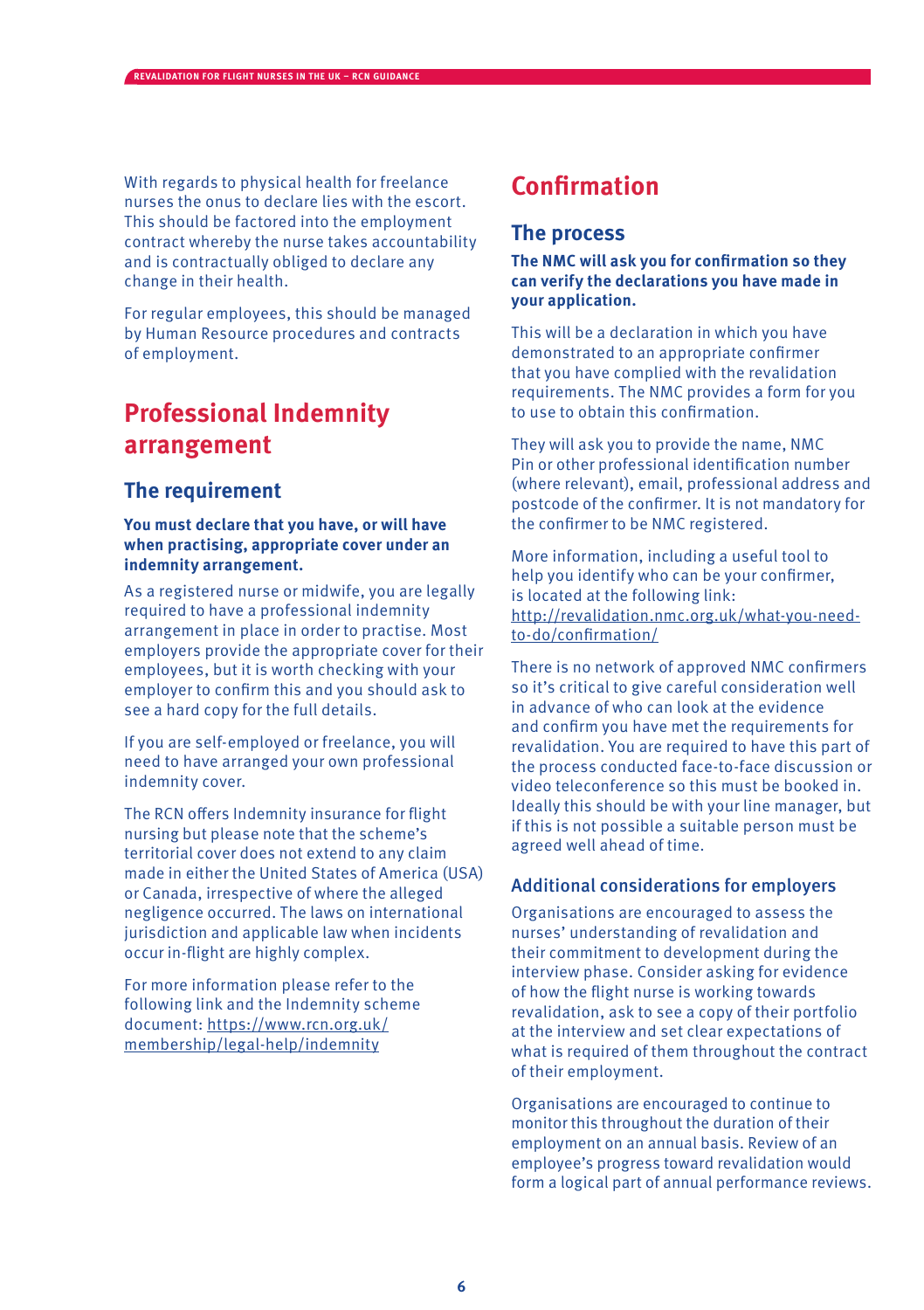With regards to physical health for freelance nurses the onus to declare lies with the escort. This should be factored into the employment contract whereby the nurse takes accountability and is contractually obliged to declare any change in their health.

For regular employees, this should be managed by Human Resource procedures and contracts of employment.

# Professional Indemnity arrangement

## The requirement

**You must declare that you have, or will have when practising, appropriate cover under an indemnity arrangement.**

As a registered nurse or midwife, you are legally required to have a professional indemnity arrangement in place in order to practise. Most employers provide the appropriate cover for their employees, but it is worth checking with your employer to confirm this and you should ask to see a hard copy for the full details.

If you are self-employed or freelance, you will need to have arranged your own professional indemnity cover.

The RCN offers Indemnity insurance for flight nursing but please note that the scheme's territorial cover does not extend to any claim made in either the United States of America (USA) or Canada, irrespective of where the alleged negligence occurred. The laws on international jurisdiction and applicable law when incidents occur in-flight are highly complex.

For more information please refer to the following link and the Indemnity scheme document: https://www.rcn.org.uk/membership/legal-help/indemnity

# Confirmation

## The process

**The NMC will ask you for confirmation so they can verify the declarations you have made in your application.**

This will be a declaration in which you have demonstrated to an appropriate confirmer that you have complied with the revalidation requirements. The NMC provides a form for you to use to obtain this confirmation.

They will ask you to provide the name, NMC Pin or other professional identification number (where relevant), email, professional address and postcode of the confirmer. It is not mandatory for the confirmer to be NMC registered.

More information, including a useful tool to help you identify who can be your confirmer, is located at the following link: http://revalidation.nmc.org.uk/what-you-need-to-do/confirmation/

There is no network of approved NMC confirmers so it's critical to give careful consideration well in advance of who can look at the evidence and confirm you have met the requirements for revalidation. You are required to have this part of the process conducted face-to-face discussion or video teleconference so this must be booked in. Ideally this should be with your line manager, but if this is not possible a suitable person must be agreed well ahead of time.

### Additional considerations for employers

Organisations are encouraged to assess the nurses' understanding of revalidation and their commitment to development during the interview phase. Consider asking for evidence of how the flight nurse is working towards revalidation, ask to see a copy of their portfolio at the interview and set clear expectations of what is required of them throughout the contract of their employment.

Organisations are encouraged to continue to monitor this throughout the duration of their employment on an annual basis. Review of an employee's progress toward revalidation would form a logical part of annual performance reviews.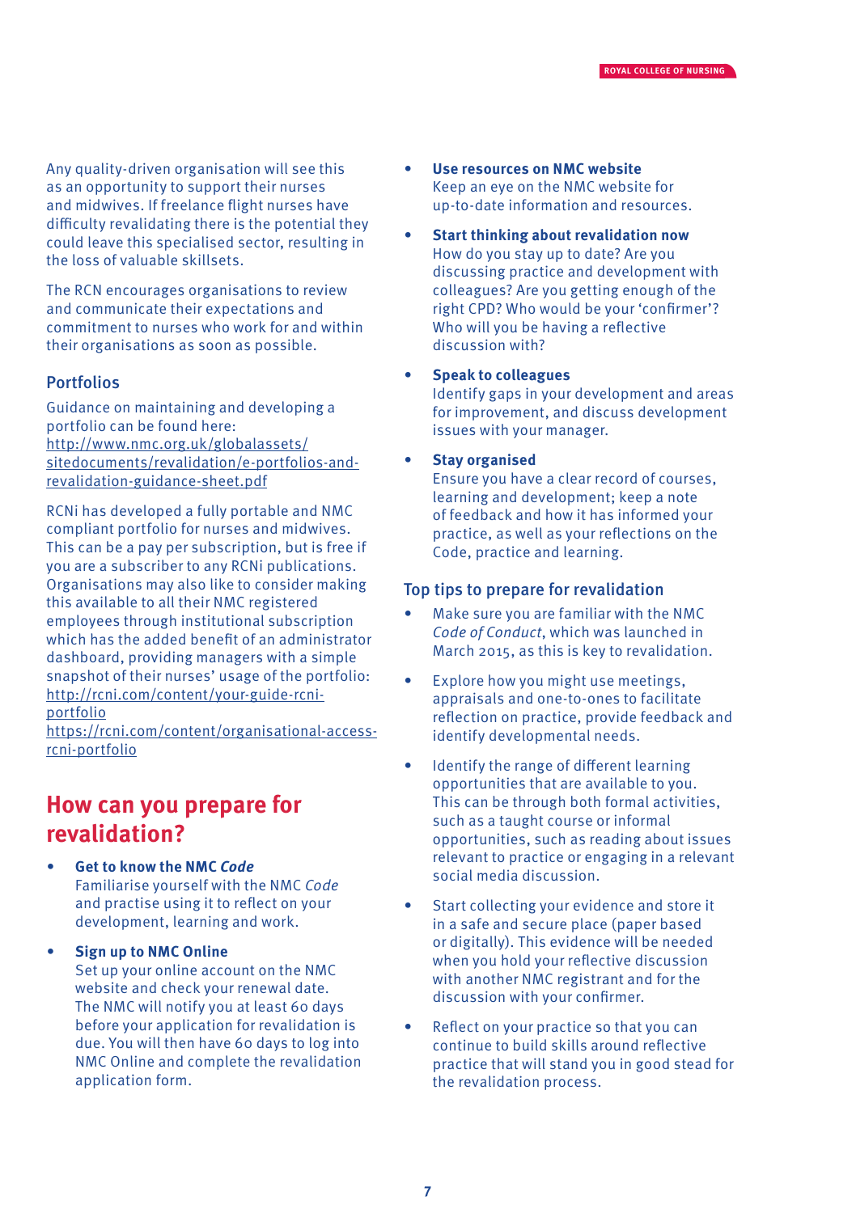Any quality-driven organisation will see this as an opportunity to support their nurses and midwives. If freelance flight nurses have difficulty revalidating there is the potential they could leave this specialised sector, resulting in the loss of valuable skillsets.

The RCN encourages organisations to review and communicate their expectations and commitment to nurses who work for and within their organisations as soon as possible.

### Portfolios

Guidance on maintaining and developing a portfolio can be found here: http://www.nmc.org.uk/globalassets/sitedocuments/revalidation/e-portfolios-and-revalidation-guidance-sheet.pdf

RCNi has developed a fully portable and NMC compliant portfolio for nurses and midwives. This can be a pay per subscription, but is free if you are a subscriber to any RCNi publications. Organisations may also like to consider making this available to all their NMC registered employees through institutional subscription which has the added benefit of an administrator dashboard, providing managers with a simple snapshot of their nurses' usage of the portfolio: http://rcni.com/content/your-guide-rcni-portfolio
https://rcni.com/content/organisational-access-rcni-portfolio

## How can you prepare for revalidation?

- **Get to know the NMC *Code***
  Familiarise yourself with the NMC *Code* and practise using it to reflect on your development, learning and work.

- **Sign up to NMC Online**
  Set up your online account on the NMC website and check your renewal date. The NMC will notify you at least 60 days before your application for revalidation is due. You will then have 60 days to log into NMC Online and complete the revalidation application form.

- **Use resources on NMC website**
  Keep an eye on the NMC website for up-to-date information and resources.

- **Start thinking about revalidation now**
  How do you stay up to date? Are you discussing practice and development with colleagues? Are you getting enough of the right CPD? Who would be your 'confirmer'? Who will you be having a reflective discussion with?

- **Speak to colleagues**
  Identify gaps in your development and areas for improvement, and discuss development issues with your manager.

- **Stay organised**
  Ensure you have a clear record of courses, learning and development; keep a note of feedback and how it has informed your practice, as well as your reflections on the Code, practice and learning.

### Top tips to prepare for revalidation

- Make sure you are familiar with the NMC *Code of Conduct*, which was launched in March 2015, as this is key to revalidation.

- Explore how you might use meetings, appraisals and one-to-ones to facilitate reflection on practice, provide feedback and identify developmental needs.

- Identify the range of different learning opportunities that are available to you. This can be through both formal activities, such as a taught course or informal opportunities, such as reading about issues relevant to practice or engaging in a relevant social media discussion.

- Start collecting your evidence and store it in a safe and secure place (paper based or digitally). This evidence will be needed when you hold your reflective discussion with another NMC registrant and for the discussion with your confirmer.

- Reflect on your practice so that you can continue to build skills around reflective practice that will stand you in good stead for the revalidation process.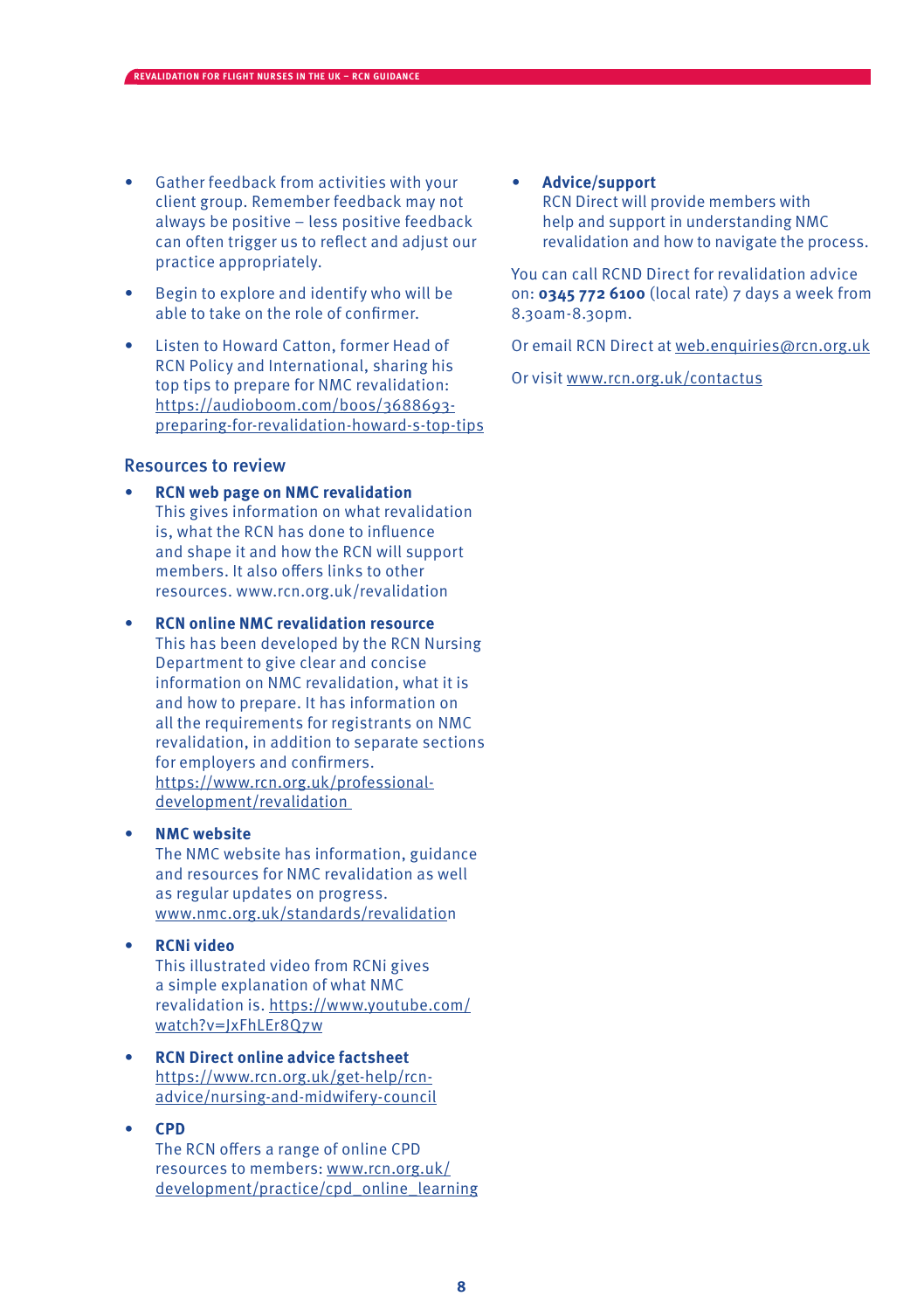- Gather feedback from activities with your client group. Remember feedback may not always be positive – less positive feedback can often trigger us to reflect and adjust our practice appropriately.
- Begin to explore and identify who will be able to take on the role of confirmer.
- Listen to Howard Catton, former Head of RCN Policy and International, sharing his top tips to prepare for NMC revalidation: https://audioboom.com/boos/3688693-preparing-for-revalidation-howard-s-top-tips

## Resources to review

- **RCN web page on NMC revalidation**
  This gives information on what revalidation is, what the RCN has done to influence and shape it and how the RCN will support members. It also offers links to other resources. www.rcn.org.uk/revalidation
- **RCN online NMC revalidation resource**
  This has been developed by the RCN Nursing Department to give clear and concise information on NMC revalidation, what it is and how to prepare. It has information on all the requirements for registrants on NMC revalidation, in addition to separate sections for employers and confirmers. https://www.rcn.org.uk/professional-development/revalidation
- **NMC website**
  The NMC website has information, guidance and resources for NMC revalidation as well as regular updates on progress. www.nmc.org.uk/standards/revalidation
- **RCNi video**
  This illustrated video from RCNi gives a simple explanation of what NMC revalidation is. https://www.youtube.com/watch?v=JxFhLEr8Q7w
- **RCN Direct online advice factsheet**
  https://www.rcn.org.uk/get-help/rcn-advice/nursing-and-midwifery-council
- **CPD**
  The RCN offers a range of online CPD resources to members: www.rcn.org.uk/development/practice/cpd_online_learning
- **Advice/support**
  RCN Direct will provide members with help and support in understanding NMC revalidation and how to navigate the process.

You can call RCND Direct for revalidation advice on: **0345 772 6100** (local rate) 7 days a week from 8.30am-8.30pm.

Or email RCN Direct at web.enquiries@rcn.org.uk

Or visit www.rcn.org.uk/contactus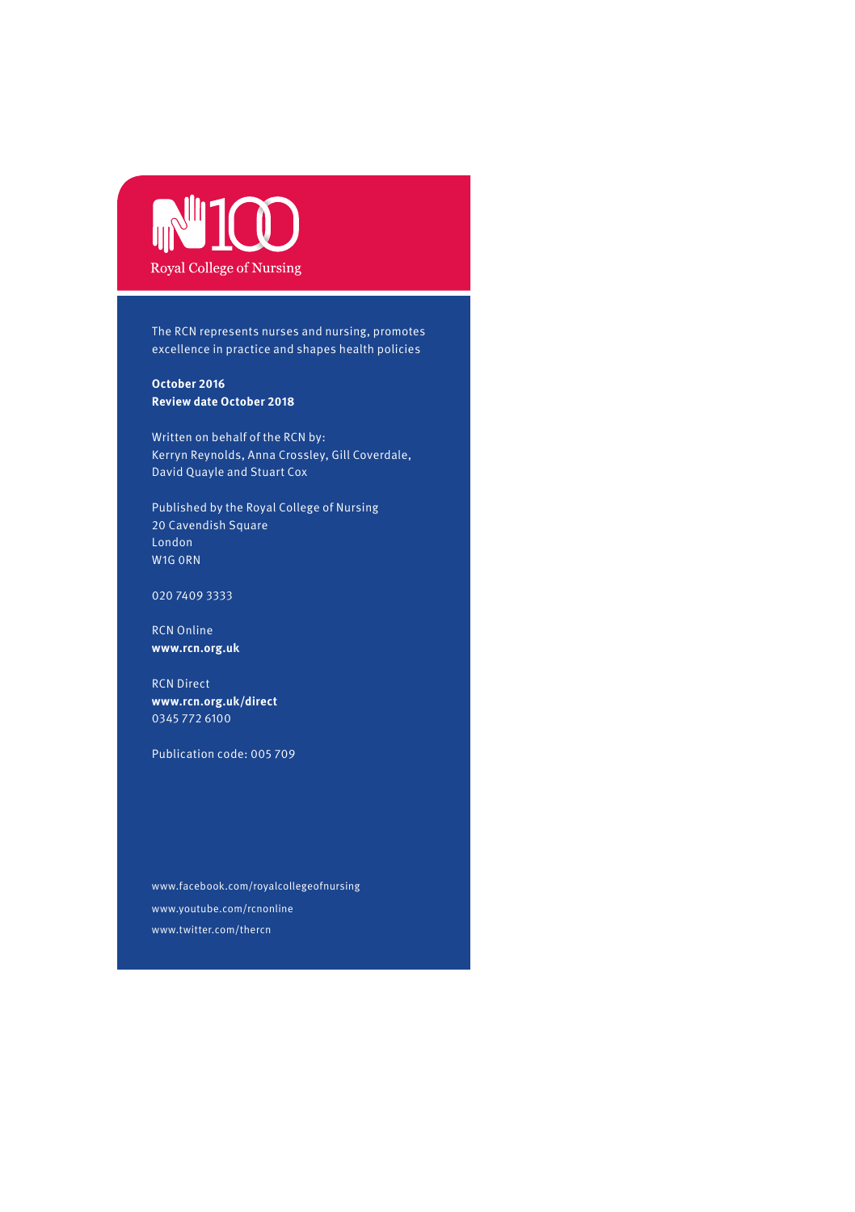Royal College of Nursing

The RCN represents nurses and nursing, promotes excellence in practice and shapes health policies

**October 2016**
**Review date October 2018**

Written on behalf of the RCN by:
Kerryn Reynolds, Anna Crossley, Gill Coverdale, David Quayle and Stuart Cox

Published by the Royal College of Nursing
20 Cavendish Square
London
W1G 0RN

020 7409 3333

RCN Online
**www.rcn.org.uk**

RCN Direct
**www.rcn.org.uk/direct**
0345 772 6100

Publication code: 005 709

www.facebook.com/royalcollegeofnursing
www.youtube.com/rcnonline
www.twitter.com/thercn